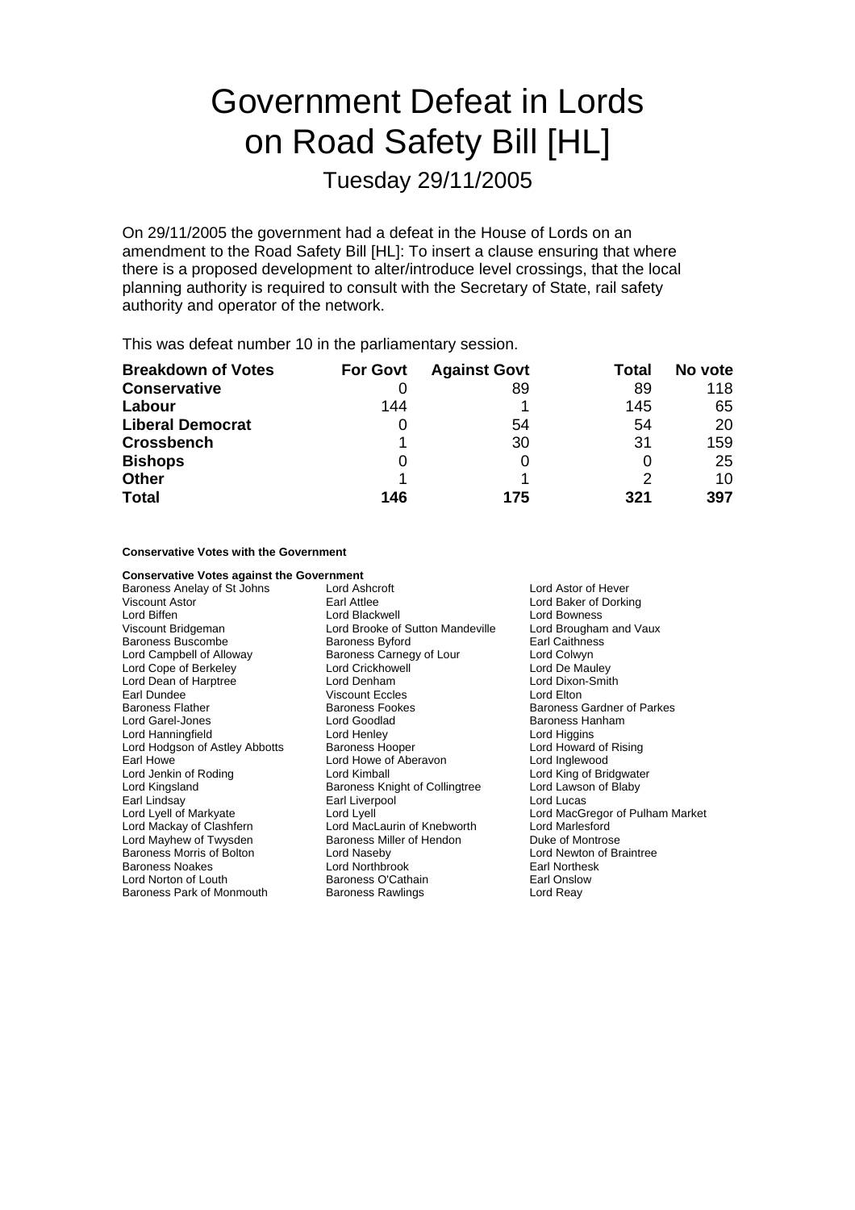# Government Defeat in Lords on Road Safety Bill [HL]

Tuesday 29/11/2005

On 29/11/2005 the government had a defeat in the House of Lords on an amendment to the Road Safety Bill [HL]: To insert a clause ensuring that where there is a proposed development to alter/introduce level crossings, that the local planning authority is required to consult with the Secretary of State, rail safety authority and operator of the network.

This was defeat number 10 in the parliamentary session.

| Breakdown of Votes | For Govt | Against Govt | Total | No vote |
|---|---|---|---|---|
| **Conservative** | 0 | 89 | 89 | 118 |
| **Labour** | 144 | 1 | 145 | 65 |
| **Liberal Democrat** | 0 | 54 | 54 | 20 |
| **Crossbench** | 1 | 30 | 31 | 159 |
| **Bishops** | 0 | 0 | 0 | 25 |
| **Other** | 1 | 1 | 2 | 10 |
| **Total** | **146** | **175** | **321** | **397** |

**Conservative Votes with the Government**

**Conservative Votes against the Government**

Baroness Anelay of St Johns
Lord Ashcroft
Lord Astor of Hever
Viscount Astor
Earl Attlee
Lord Baker of Dorking
Lord Biffen
Lord Blackwell
Lord Bowness
Viscount Bridgeman
Lord Brooke of Sutton Mandeville
Lord Brougham and Vaux
Baroness Buscombe
Baroness Byford
Earl Caithness
Lord Campbell of Alloway
Baroness Carnegy of Lour
Lord Colwyn
Lord Cope of Berkeley
Lord Crickhowell
Lord De Mauley
Lord Dean of Harptree
Lord Denham
Lord Dixon-Smith
Earl Dundee
Viscount Eccles
Lord Elton
Baroness Flather
Baroness Fookes
Baroness Gardner of Parkes
Lord Garel-Jones
Lord Goodlad
Baroness Hanham
Lord Hanningfield
Lord Henley
Lord Higgins
Lord Hodgson of Astley Abbotts
Baroness Hooper
Lord Howard of Rising
Earl Howe
Lord Howe of Aberavon
Lord Inglewood
Lord Jenkin of Roding
Lord Kimball
Lord King of Bridgwater
Lord Kingsland
Baroness Knight of Collingtree
Lord Lawson of Blaby
Earl Lindsay
Earl Liverpool
Lord Lucas
Lord Lyell of Markyate
Lord Lyell
Lord MacGregor of Pulham Market
Lord Mackay of Clashfern
Lord MacLaurin of Knebworth
Lord Marlesford
Lord Mayhew of Twysden
Baroness Miller of Hendon
Duke of Montrose
Baroness Morris of Bolton
Lord Naseby
Lord Newton of Braintree
Baroness Noakes
Lord Northbrook
Earl Northesk
Lord Norton of Louth
Baroness O'Cathain
Earl Onslow
Baroness Park of Monmouth
Baroness Rawlings
Lord Reay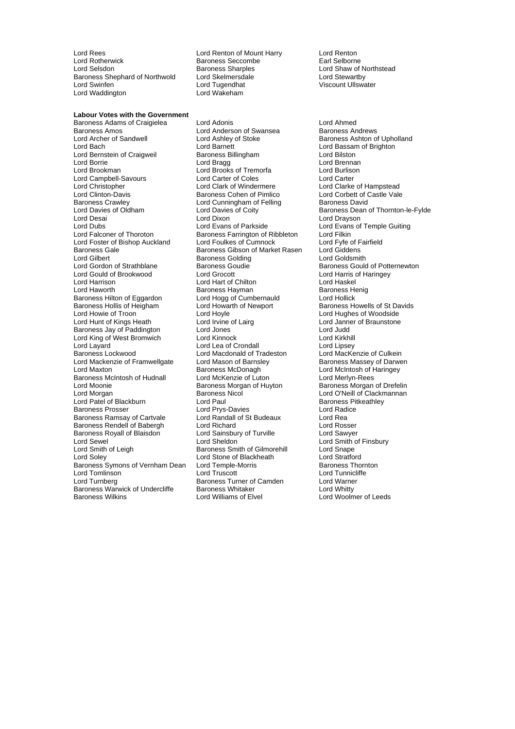Lord Rees
Lord Renton of Mount Harry
Lord Renton
Lord Rotherwick
Baroness Seccombe
Earl Selborne
Lord Selsdon
Baroness Sharples
Lord Shaw of Northstead
Baroness Shephard of Northwold
Lord Skelmersdale
Lord Stewartby
Lord Swinfen
Lord Tugendhat
Viscount Ullswater
Lord Waddington
Lord Wakeham

**Labour Votes with the Government**

Baroness Adams of Craigielea
Lord Adonis
Lord Ahmed
Baroness Amos
Lord Anderson of Swansea
Baroness Andrews
Lord Archer of Sandwell
Lord Ashley of Stoke
Baroness Ashton of Upholland
Lord Bach
Lord Barnett
Lord Bassam of Brighton
Lord Bernstein of Craigweil
Baroness Billingham
Lord Bilston
Lord Borrie
Lord Bragg
Lord Brennan
Lord Brookman
Lord Brooks of Tremorfa
Lord Burlison
Lord Campbell-Savours
Lord Carter of Coles
Lord Carter
Lord Christopher
Lord Clark of Windermere
Lord Clarke of Hampstead
Lord Clinton-Davis
Baroness Cohen of Pimlico
Lord Corbett of Castle Vale
Baroness Crawley
Lord Cunningham of Felling
Baroness David
Lord Davies of Oldham
Lord Davies of Coity
Baroness Dean of Thornton-le-Fylde
Lord Desai
Lord Dixon
Lord Drayson
Lord Dubs
Lord Evans of Parkside
Lord Evans of Temple Guiting
Lord Falconer of Thoroton
Baroness Farrington of Ribbleton
Lord Filkin
Lord Foster of Bishop Auckland
Lord Foulkes of Cumnock
Lord Fyfe of Fairfield
Baroness Gale
Baroness Gibson of Market Rasen
Lord Giddens
Lord Gilbert
Baroness Golding
Lord Goldsmith
Lord Gordon of Strathblane
Baroness Goudie
Baroness Gould of Potternewton
Lord Gould of Brookwood
Lord Grocott
Lord Harris of Haringey
Lord Harrison
Lord Hart of Chilton
Lord Haskel
Lord Haworth
Baroness Hayman
Baroness Henig
Baroness Hilton of Eggardon
Lord Hogg of Cumbernauld
Lord Hollick
Baroness Hollis of Heigham
Lord Howarth of Newport
Baroness Howells of St Davids
Lord Howie of Troon
Lord Hoyle
Lord Hughes of Woodside
Lord Hunt of Kings Heath
Lord Irvine of Lairg
Lord Janner of Braunstone
Baroness Jay of Paddington
Lord Jones
Lord Judd
Lord King of West Bromwich
Lord Kinnock
Lord Kirkhill
Lord Layard
Lord Lea of Crondall
Lord Lipsey
Baroness Lockwood
Lord Macdonald of Tradeston
Lord MacKenzie of Culkein
Lord Mackenzie of Framwellgate
Lord Mason of Barnsley
Baroness Massey of Darwen
Lord Maxton
Baroness McDonagh
Lord McIntosh of Haringey
Baroness McIntosh of Hudnall
Lord McKenzie of Luton
Lord Merlyn-Rees
Lord Moonie
Baroness Morgan of Huyton
Baroness Morgan of Drefelin
Lord Morgan
Baroness Nicol
Lord O'Neill of Clackmannan
Lord Patel of Blackburn
Lord Paul
Baroness Pitkeathley
Baroness Prosser
Lord Prys-Davies
Lord Radice
Baroness Ramsay of Cartvale
Lord Randall of St Budeaux
Lord Rea
Baroness Rendell of Babergh
Lord Richard
Lord Rosser
Baroness Royall of Blaisdon
Lord Sainsbury of Turville
Lord Sawyer
Lord Sewel
Lord Sheldon
Lord Smith of Finsbury
Lord Smith of Leigh
Baroness Smith of Gilmorehill
Lord Snape
Lord Soley
Lord Stone of Blackheath
Lord Stratford
Baroness Symons of Vernham Dean
Lord Temple-Morris
Baroness Thornton
Lord Tomlinson
Lord Truscott
Lord Tunnicliffe
Lord Turnberg
Baroness Turner of Camden
Lord Warner
Baroness Warwick of Undercliffe
Baroness Whitaker
Lord Whitty
Baroness Wilkins
Lord Williams of Elvel
Lord Woolmer of Leeds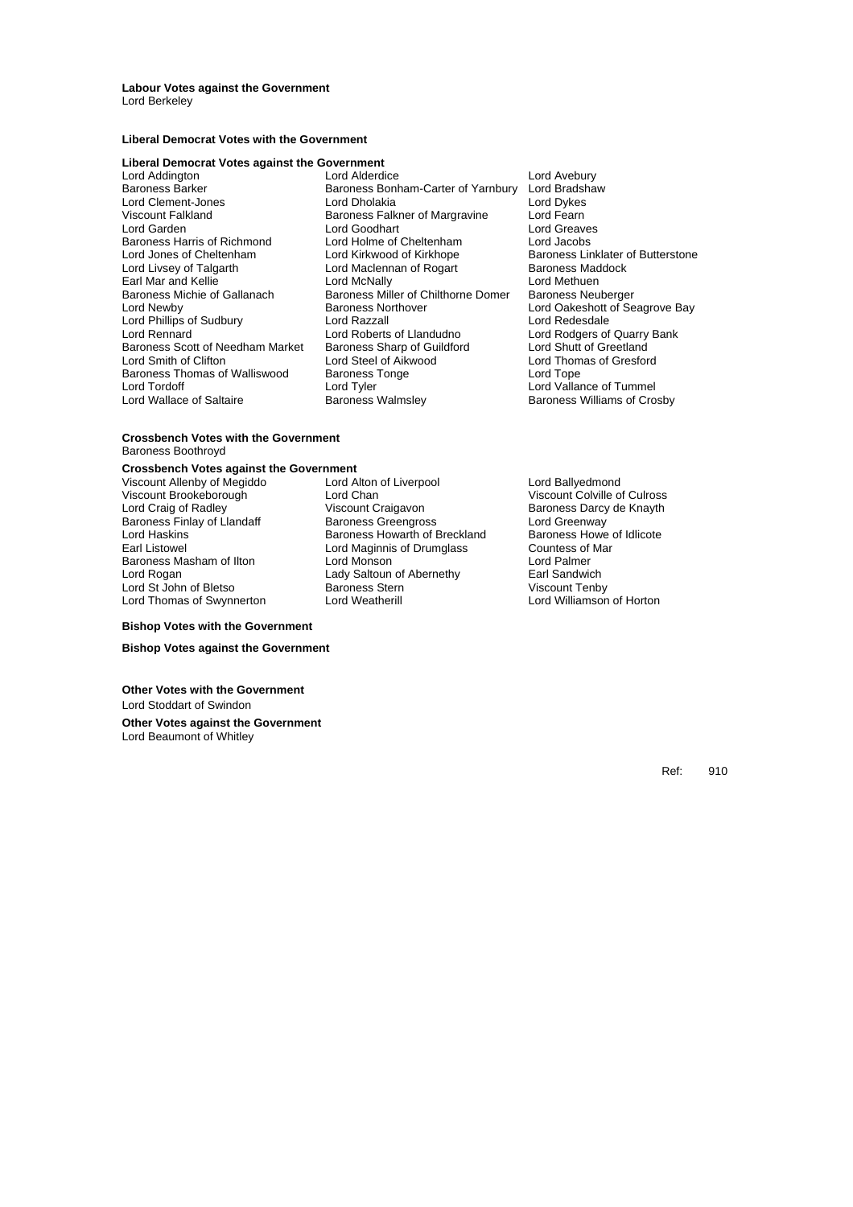**Labour Votes against the Government**

Lord Berkeley

**Liberal Democrat Votes with the Government**

**Liberal Democrat Votes against the Government**

Lord Addington
Lord Alderdice
Lord Avebury
Baroness Barker
Baroness Bonham-Carter of Yarnbury
Lord Bradshaw
Lord Clement-Jones
Lord Dholakia
Lord Dykes
Viscount Falkland
Baroness Falkner of Margravine
Lord Fearn
Lord Garden
Lord Goodhart
Lord Greaves
Baroness Harris of Richmond
Lord Holme of Cheltenham
Lord Jacobs
Lord Jones of Cheltenham
Lord Kirkwood of Kirkhope
Baroness Linklater of Butterstone
Lord Livsey of Talgarth
Lord Maclennan of Rogart
Baroness Maddock
Earl Mar and Kellie
Lord McNally
Lord Methuen
Baroness Michie of Gallanach
Baroness Miller of Chilthorne Domer
Baroness Neuberger
Lord Newby
Baroness Northover
Lord Oakeshott of Seagrove Bay
Lord Phillips of Sudbury
Lord Razzall
Lord Redesdale
Lord Rennard
Lord Roberts of Llandudno
Lord Rodgers of Quarry Bank
Baroness Scott of Needham Market
Baroness Sharp of Guildford
Lord Shutt of Greetland
Lord Smith of Clifton
Lord Steel of Aikwood
Lord Thomas of Gresford
Baroness Thomas of Walliswood
Baroness Tonge
Lord Tope
Lord Tordoff
Lord Tyler
Lord Vallance of Tummel
Lord Wallace of Saltaire
Baroness Walmsley
Baroness Williams of Crosby

**Crossbench Votes with the Government**

Baroness Boothroyd

**Crossbench Votes against the Government**

Viscount Allenby of Megiddo
Lord Alton of Liverpool
Lord Ballyedmond
Viscount Brookeborough
Lord Chan
Viscount Colville of Culross
Lord Craig of Radley
Viscount Craigavon
Baroness Darcy de Knayth
Baroness Finlay of Llandaff
Baroness Greengross
Lord Greenway
Lord Haskins
Baroness Howarth of Breckland
Baroness Howe of Idlicote
Earl Listowel
Lord Maginnis of Drumglass
Countess of Mar
Baroness Masham of Ilton
Lord Monson
Lord Palmer
Lord Rogan
Lady Saltoun of Abernethy
Earl Sandwich
Lord St John of Bletso
Baroness Stern
Viscount Tenby
Lord Thomas of Swynnerton
Lord Weatherill
Lord Williamson of Horton

**Bishop Votes with the Government**

**Bishop Votes against the Government**

**Other Votes with the Government**

Lord Stoddart of Swindon

**Other Votes against the Government**

Lord Beaumont of Whitley

Ref: 910